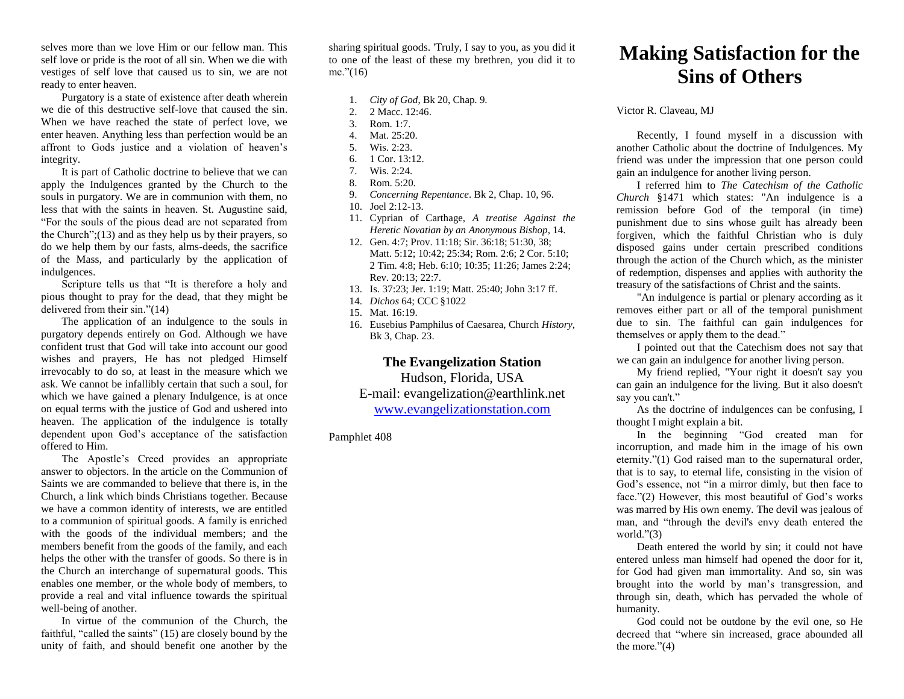selves more than we love Him or our fellow man. This self love or pride is the root of all sin. When we die with vestiges of self love that caused us to sin, we are not ready to enter heaven.

Purgatory is a state of existence after death wherein we die of this destructive self-love that caused the sin. When we have reached the state of perfect love, we enter heaven. Anything less than perfection would be an affront to Gods justice and a violation of heaven's integrity.

It is part of Catholic doctrine to believe that we can apply the Indulgences granted by the Church to the souls in purgatory. We are in communion with them, no less that with the saints in heaven. St. Augustine said, "For the souls of the pious dead are not separated from the Church";(13) and as they help us by their prayers, so do we help them by our fasts, alms-deeds, the sacrifice of the Mass, and particularly by the application of indulgences.

Scripture tells us that "It is therefore a holy and pious thought to pray for the dead, that they might be delivered from their sin."(14)

The application of an indulgence to the souls in purgatory depends entirely on God. Although we have confident trust that God will take into account our good wishes and prayers, He has not pledged Himself irrevocably to do so, at least in the measure which we ask. We cannot be infallibly certain that such a soul, for which we have gained a plenary Indulgence, is at once on equal terms with the justice of God and ushered into heaven. The application of the indulgence is totally dependent upon God's acceptance of the satisfaction offered to Him.

The Apostle's Creed provides an appropriate answer to objectors. In the article on the Communion of Saints we are commanded to believe that there is, in the Church, a link which binds Christians together. Because we have a common identity of interests, we are entitled to a communion of spiritual goods. A family is enriched with the goods of the individual members; and the members benefit from the goods of the family, and each helps the other with the transfer of goods. So there is in the Church an interchange of supernatural goods. This enables one member, or the whole body of members, to provide a real and vital influence towards the spiritual well-being of another.

In virtue of the communion of the Church, the faithful, "called the saints" (15) are closely bound by the unity of faith, and should benefit one another by the sharing spiritual goods. 'Truly, I say to you, as you did it to one of the least of these my brethren, you did it to me."(16)

1. *City of God*, Bk 20, Chap. 9.
2. 2 Macc. 12:46.
3. Rom. 1:7.
4. Mat. 25:20.
5. Wis. 2:23.
6. 1 Cor. 13:12.
7. Wis. 2:24.
8. Rom. 5:20.
9. *Concerning Repentance*. Bk 2, Chap. 10, 96.
10. Joel 2:12-13.
11. Cyprian of Carthage, *A treatise Against the Heretic Novatian by an Anonymous Bishop*, 14.
12. Gen. 4:7; Prov. 11:18; Sir. 36:18; 51:30, 38; Matt. 5:12; 10:42; 25:34; Rom. 2:6; 2 Cor. 5:10; 2 Tim. 4:8; Heb. 6:10; 10:35; 11:26; James 2:24; Rev. 20:13; 22:7.
13. Is. 37:23; Jer. 1:19; Matt. 25:40; John 3:17 ff.
14. *Dichos* 64; CCC §1022
15. Mat. 16:19.
16. Eusebius Pamphilus of Caesarea, Church *History*, Bk 3, Chap. 23.

**The Evangelization Station**
Hudson, Florida, USA
E-mail: evangelization@earthlink.net
www.evangelizationstation.com

Pamphlet 408

# Making Satisfaction for the Sins of Others

Victor R. Claveau, MJ

Recently, I found myself in a discussion with another Catholic about the doctrine of Indulgences. My friend was under the impression that one person could gain an indulgence for another living person.

I referred him to *The Catechism of the Catholic Church* §1471 which states: "An indulgence is a remission before God of the temporal (in time) punishment due to sins whose guilt has already been forgiven, which the faithful Christian who is duly disposed gains under certain prescribed conditions through the action of the Church which, as the minister of redemption, dispenses and applies with authority the treasury of the satisfactions of Christ and the saints.

"An indulgence is partial or plenary according as it removes either part or all of the temporal punishment due to sin. The faithful can gain indulgences for themselves or apply them to the dead."

I pointed out that the Catechism does not say that we can gain an indulgence for another living person.

My friend replied, "Your right it doesn't say you can gain an indulgence for the living. But it also doesn't say you can't."

As the doctrine of indulgences can be confusing, I thought I might explain a bit.

In the beginning "God created man for incorruption, and made him in the image of his own eternity."(1) God raised man to the supernatural order, that is to say, to eternal life, consisting in the vision of God's essence, not "in a mirror dimly, but then face to face."(2) However, this most beautiful of God's works was marred by His own enemy. The devil was jealous of man, and "through the devil's envy death entered the world."(3)

Death entered the world by sin; it could not have entered unless man himself had opened the door for it, for God had given man immortality. And so, sin was brought into the world by man's transgression, and through sin, death, which has pervaded the whole of humanity.

God could not be outdone by the evil one, so He decreed that "where sin increased, grace abounded all the more."(4)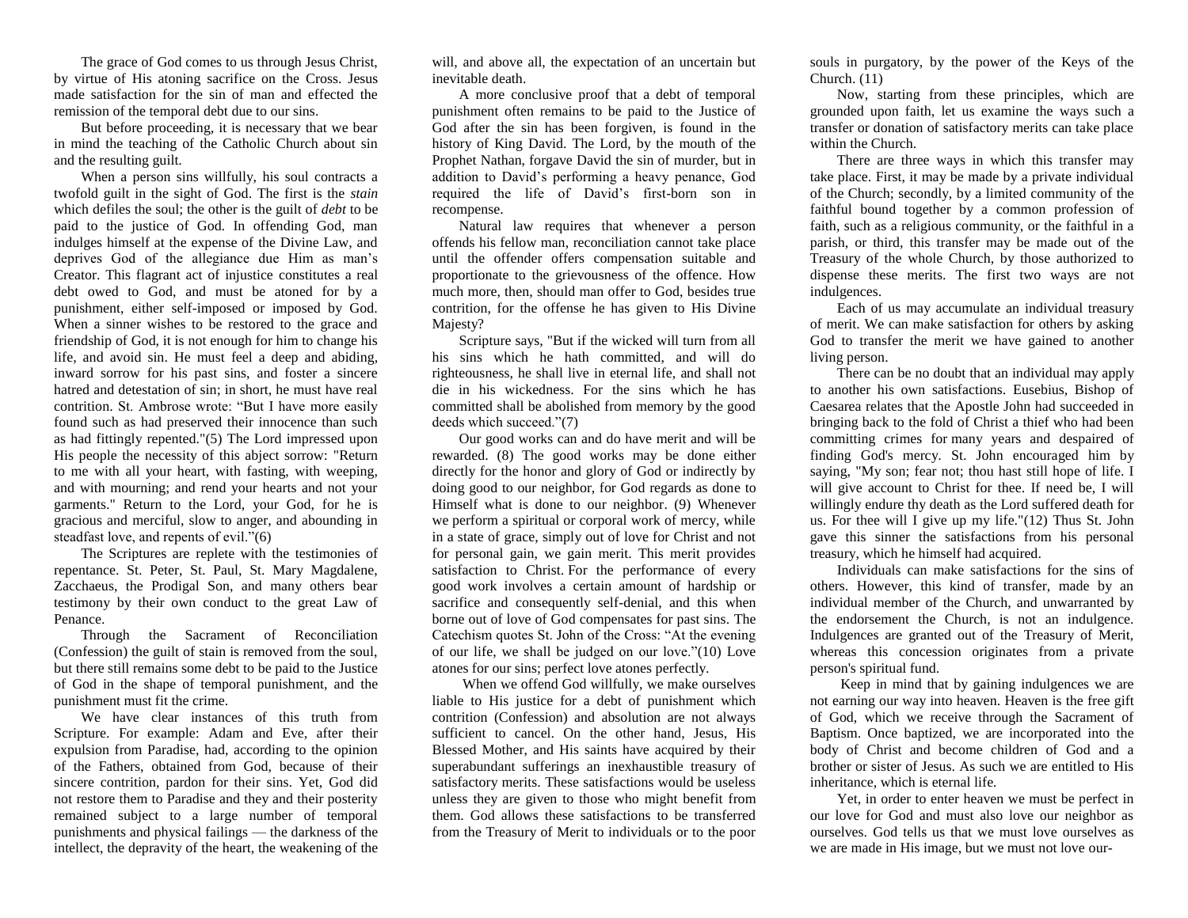The grace of God comes to us through Jesus Christ, by virtue of His atoning sacrifice on the Cross. Jesus made satisfaction for the sin of man and effected the remission of the temporal debt due to our sins.

But before proceeding, it is necessary that we bear in mind the teaching of the Catholic Church about sin and the resulting guilt.

When a person sins willfully, his soul contracts a twofold guilt in the sight of God. The first is the *stain* which defiles the soul; the other is the guilt of *debt* to be paid to the justice of God. In offending God, man indulges himself at the expense of the Divine Law, and deprives God of the allegiance due Him as man's Creator. This flagrant act of injustice constitutes a real debt owed to God, and must be atoned for by a punishment, either self-imposed or imposed by God. When a sinner wishes to be restored to the grace and friendship of God, it is not enough for him to change his life, and avoid sin. He must feel a deep and abiding, inward sorrow for his past sins, and foster a sincere hatred and detestation of sin; in short, he must have real contrition. St. Ambrose wrote: "But I have more easily found such as had preserved their innocence than such as had fittingly repented."(5) The Lord impressed upon His people the necessity of this abject sorrow: "Return to me with all your heart, with fasting, with weeping, and with mourning; and rend your hearts and not your garments." Return to the Lord, your God, for he is gracious and merciful, slow to anger, and abounding in steadfast love, and repents of evil."(6)

The Scriptures are replete with the testimonies of repentance. St. Peter, St. Paul, St. Mary Magdalene, Zacchaeus, the Prodigal Son, and many others bear testimony by their own conduct to the great Law of Penance.

Through the Sacrament of Reconciliation (Confession) the guilt of stain is removed from the soul, but there still remains some debt to be paid to the Justice of God in the shape of temporal punishment, and the punishment must fit the crime.

We have clear instances of this truth from Scripture. For example: Adam and Eve, after their expulsion from Paradise, had, according to the opinion of the Fathers, obtained from God, because of their sincere contrition, pardon for their sins. Yet, God did not restore them to Paradise and they and their posterity remained subject to a large number of temporal punishments and physical failings — the darkness of the intellect, the depravity of the heart, the weakening of the will, and above all, the expectation of an uncertain but inevitable death.

A more conclusive proof that a debt of temporal punishment often remains to be paid to the Justice of God after the sin has been forgiven, is found in the history of King David. The Lord, by the mouth of the Prophet Nathan, forgave David the sin of murder, but in addition to David's performing a heavy penance, God required the life of David's first-born son in recompense.

Natural law requires that whenever a person offends his fellow man, reconciliation cannot take place until the offender offers compensation suitable and proportionate to the grievousness of the offence. How much more, then, should man offer to God, besides true contrition, for the offense he has given to His Divine Majesty?

Scripture says, "But if the wicked will turn from all his sins which he hath committed, and will do righteousness, he shall live in eternal life, and shall not die in his wickedness. For the sins which he has committed shall be abolished from memory by the good deeds which succeed."(7)

Our good works can and do have merit and will be rewarded. (8) The good works may be done either directly for the honor and glory of God or indirectly by doing good to our neighbor, for God regards as done to Himself what is done to our neighbor. (9) Whenever we perform a spiritual or corporal work of mercy, while in a state of grace, simply out of love for Christ and not for personal gain, we gain merit. This merit provides satisfaction to Christ. For the performance of every good work involves a certain amount of hardship or sacrifice and consequently self-denial, and this when borne out of love of God compensates for past sins. The Catechism quotes St. John of the Cross: "At the evening of our life, we shall be judged on our love."(10) Love atones for our sins; perfect love atones perfectly.

When we offend God willfully, we make ourselves liable to His justice for a debt of punishment which contrition (Confession) and absolution are not always sufficient to cancel. On the other hand, Jesus, His Blessed Mother, and His saints have acquired by their superabundant sufferings an inexhaustible treasury of satisfactory merits. These satisfactions would be useless unless they are given to those who might benefit from them. God allows these satisfactions to be transferred from the Treasury of Merit to individuals or to the poor souls in purgatory, by the power of the Keys of the Church. (11)

Now, starting from these principles, which are grounded upon faith, let us examine the ways such a transfer or donation of satisfactory merits can take place within the Church.

There are three ways in which this transfer may take place. First, it may be made by a private individual of the Church; secondly, by a limited community of the faithful bound together by a common profession of faith, such as a religious community, or the faithful in a parish, or third, this transfer may be made out of the Treasury of the whole Church, by those authorized to dispense these merits. The first two ways are not indulgences.

Each of us may accumulate an individual treasury of merit. We can make satisfaction for others by asking God to transfer the merit we have gained to another living person.

There can be no doubt that an individual may apply to another his own satisfactions. Eusebius, Bishop of Caesarea relates that the Apostle John had succeeded in bringing back to the fold of Christ a thief who had been committing crimes for many years and despaired of finding God's mercy. St. John encouraged him by saying, "My son; fear not; thou hast still hope of life. I will give account to Christ for thee. If need be, I will willingly endure thy death as the Lord suffered death for us. For thee will I give up my life."(12) Thus St. John gave this sinner the satisfactions from his personal treasury, which he himself had acquired.

Individuals can make satisfactions for the sins of others. However, this kind of transfer, made by an individual member of the Church, and unwarranted by the endorsement the Church, is not an indulgence. Indulgences are granted out of the Treasury of Merit, whereas this concession originates from a private person's spiritual fund.

Keep in mind that by gaining indulgences we are not earning our way into heaven. Heaven is the free gift of God, which we receive through the Sacrament of Baptism. Once baptized, we are incorporated into the body of Christ and become children of God and a brother or sister of Jesus. As such we are entitled to His inheritance, which is eternal life.

Yet, in order to enter heaven we must be perfect in our love for God and must also love our neighbor as ourselves. God tells us that we must love ourselves as we are made in His image, but we must not love our-